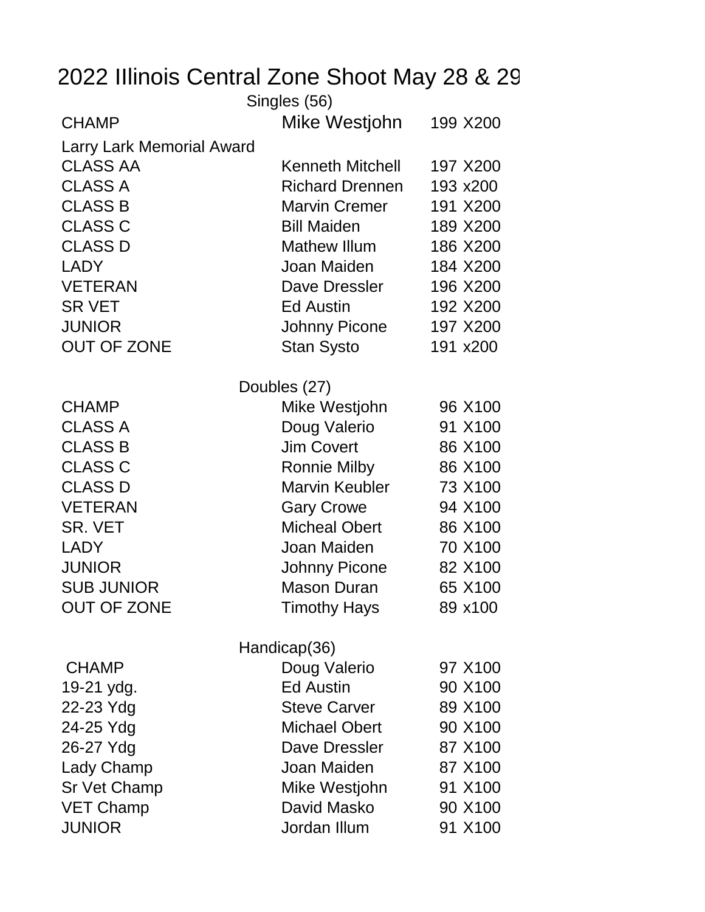# 2022 IIlinois Central Zone Shoot May 28 & 29

## Singles (56)

| | | |
|---|---|---|
| CHAMP | Mike Westjohn | 199 X200 |
| Larry Lark Memorial Award | | |
| CLASS AA | Kenneth Mitchell | 197 X200 |
| CLASS A | Richard Drennen | 193 x200 |
| CLASS B | Marvin Cremer | 191 X200 |
| CLASS C | Bill Maiden | 189 X200 |
| CLASS D | Mathew Illum | 186 X200 |
| LADY | Joan Maiden | 184 X200 |
| VETERAN | Dave Dressler | 196 X200 |
| SR VET | Ed Austin | 192 X200 |
| JUNIOR | Johnny Picone | 197 X200 |
| OUT OF ZONE | Stan Systo | 191 x200 |

## Doubles (27)

| | | |
|---|---|---|
| CHAMP | Mike Westjohn | 96 X100 |
| CLASS A | Doug Valerio | 91 X100 |
| CLASS B | Jim Covert | 86 X100 |
| CLASS C | Ronnie Milby | 86 X100 |
| CLASS D | Marvin Keubler | 73 X100 |
| VETERAN | Gary Crowe | 94 X100 |
| SR. VET | Micheal Obert | 86 X100 |
| LADY | Joan Maiden | 70 X100 |
| JUNIOR | Johnny Picone | 82 X100 |
| SUB JUNIOR | Mason Duran | 65 X100 |
| OUT OF ZONE | Timothy Hays | 89 x100 |

## Handicap(36)

| | | |
|---|---|---|
| CHAMP | Doug Valerio | 97 X100 |
| 19-21 ydg. | Ed Austin | 90 X100 |
| 22-23 Ydg | Steve Carver | 89 X100 |
| 24-25 Ydg | Michael Obert | 90 X100 |
| 26-27 Ydg | Dave Dressler | 87 X100 |
| Lady Champ | Joan Maiden | 87 X100 |
| Sr Vet Champ | Mike Westjohn | 91 X100 |
| VET Champ | David Masko | 90 X100 |
| JUNIOR | Jordan Illum | 91 X100 |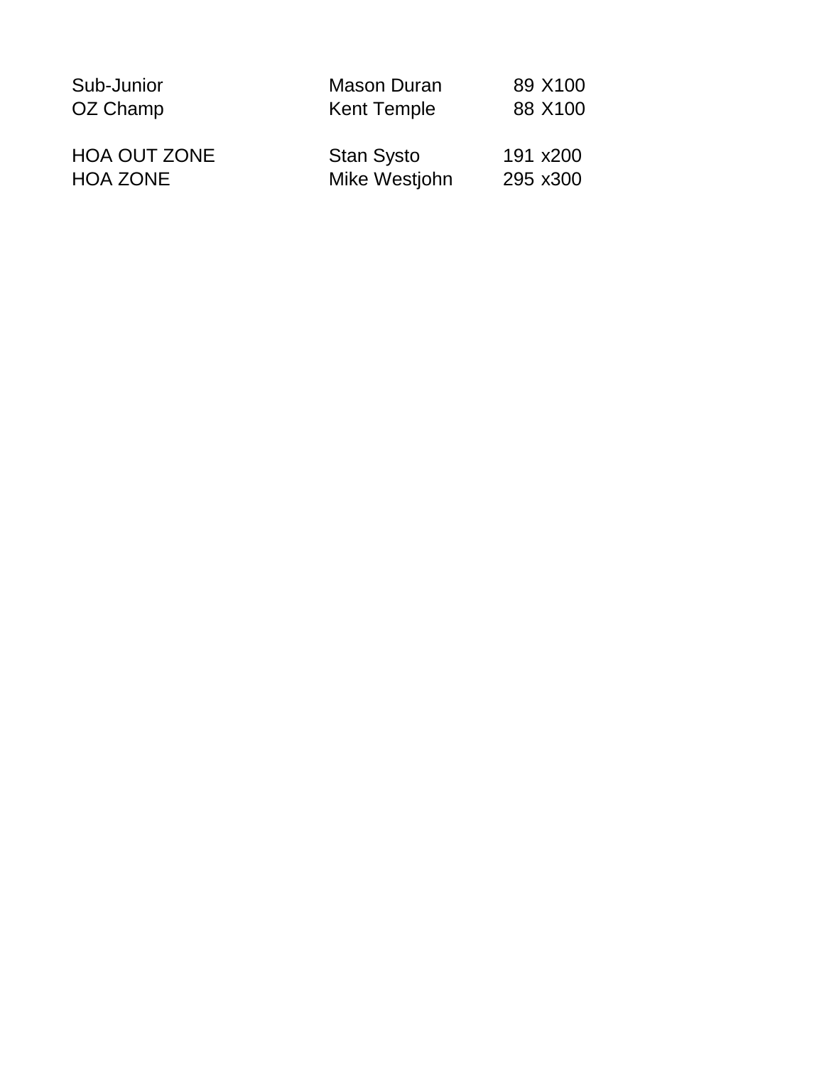| | | | |
|---|---|---|---|
| Sub-Junior | Mason Duran | 89 | X100 |
| OZ Champ | Kent Temple | 88 | X100 |
| | | | |
| HOA OUT ZONE | Stan Systo | 191 | x200 |
| HOA ZONE | Mike Westjohn | 295 | x300 |